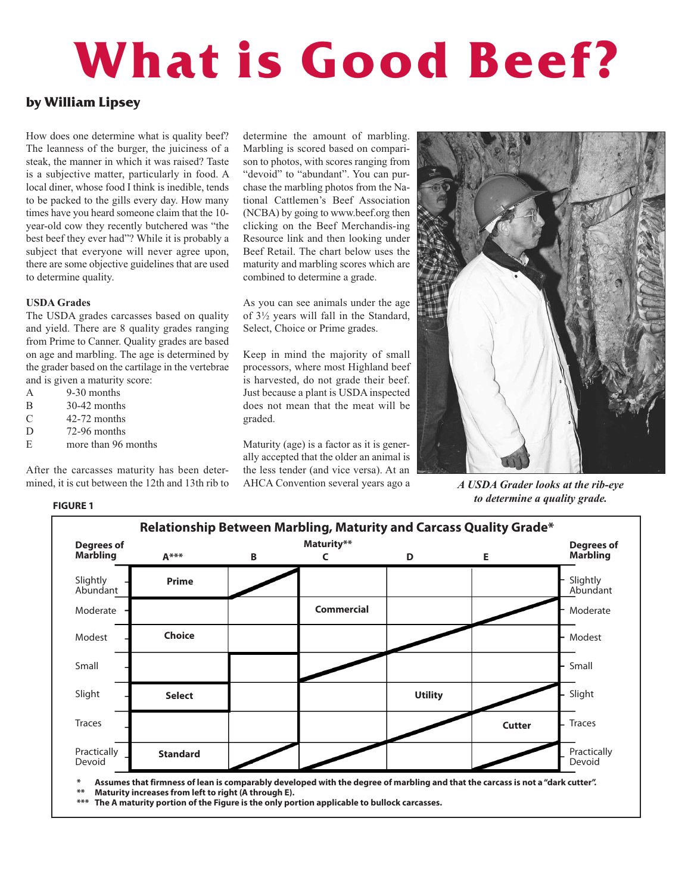# What is Good Beef?

**by William Lipsey**

How does one determine what is quality beef? The leanness of the burger, the juiciness of a steak, the manner in which it was raised? Taste is a subjective matter, particularly in food. A local diner, whose food I think is inedible, tends to be packed to the gills every day. How many times have you heard someone claim that the 10-year-old cow they recently butchered was "the best beef they ever had"? It is probably a subject that everyone will never agree upon, there are some objective guidelines that are used to determine quality.

**USDA Grades**

The USDA grades carcasses based on quality and yield. There are 8 quality grades ranging from Prime to Canner. Quality grades are based on age and marbling. The age is determined by the grader based on the cartilage in the vertebrae and is given a maturity score:

| | |
|---|---|
| A | 9-30 months |
| B | 30-42 months |
| C | 42-72 months |
| D | 72-96 months |
| E | more than 96 months |

After the carcasses maturity has been determined, it is cut between the 12th and 13th rib to determine the amount of marbling. Marbling is scored based on comparison to photos, with scores ranging from "devoid" to "abundant". You can purchase the marbling photos from the National Cattlemen's Beef Association (NCBA) by going to www.beef.org then clicking on the Beef Merchandis-ing Resource link and then looking under Beef Retail. The chart below uses the maturity and marbling scores which are combined to determine a grade.

As you can see animals under the age of 3½ years will fall in the Standard, Select, Choice or Prime grades.

Keep in mind the majority of small processors, where most Highland beef is harvested, do not grade their beef. Just because a plant is USDA inspected does not mean that the meat will be graded.

Maturity (age) is a factor as it is generally accepted that the older an animal is the less tender (and vice versa). At an AHCA Convention several years ago a

*A USDA Grader looks at the rib-eye to determine a quality grade.*

**FIGURE 1**

**Relationship Between Marbling, Maturity and Carcass Quality Grade***

| Degrees of Marbling | A*** | B | C | D | E | Degrees of Marbling |
|---|---|---|---|---|---|---|
| Slightly Abundant | Prime | | | | | Slightly Abundant |
| Moderate | | | Commercial | | | Moderate |
| Modest | Choice | | | | | Modest |
| Small | | | | | | Small |
| Slight | Select | | | Utility | | Slight |
| Traces | | | | | Cutter | Traces |
| Practically Devoid | Standard | | | | | Practically Devoid |

\* Assumes that firmness of lean is comparably developed with the degree of marbling and that the carcass is not a "dark cutter".
** Maturity increases from left to right (A through E).
*** The A maturity portion of the Figure is the only portion applicable to bullock carcasses.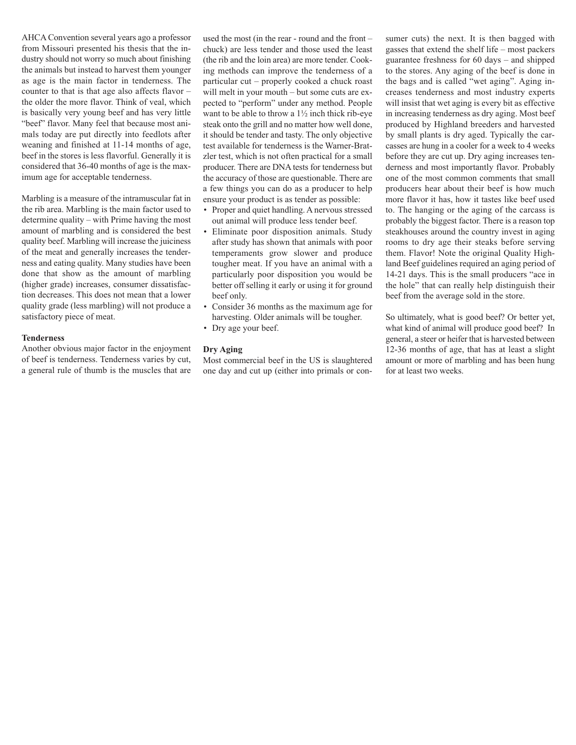AHCA Convention several years ago a professor from Missouri presented his thesis that the industry should not worry so much about finishing the animals but instead to harvest them younger as age is the main factor in tenderness. The counter to that is that age also affects flavor – the older the more flavor. Think of veal, which is basically very young beef and has very little "beef" flavor. Many feel that because most animals today are put directly into feedlots after weaning and finished at 11-14 months of age, beef in the stores is less flavorful. Generally it is considered that 36-40 months of age is the maximum age for acceptable tenderness.

Marbling is a measure of the intramuscular fat in the rib area. Marbling is the main factor used to determine quality – with Prime having the most amount of marbling and is considered the best quality beef. Marbling will increase the juiciness of the meat and generally increases the tenderness and eating quality. Many studies have been done that show as the amount of marbling (higher grade) increases, consumer dissatisfaction decreases. This does not mean that a lower quality grade (less marbling) will not produce a satisfactory piece of meat.

**Tenderness**

Another obvious major factor in the enjoyment of beef is tenderness. Tenderness varies by cut, a general rule of thumb is the muscles that are used the most (in the rear - round and the front – chuck) are less tender and those used the least (the rib and the loin area) are more tender. Cooking methods can improve the tenderness of a particular cut – properly cooked a chuck roast will melt in your mouth – but some cuts are expected to "perform" under any method. People want to be able to throw a 1½ inch thick rib-eye steak onto the grill and no matter how well done, it should be tender and tasty. The only objective test available for tenderness is the Warner-Bratzler test, which is not often practical for a small producer. There are DNA tests for tenderness but the accuracy of those are questionable. There are a few things you can do as a producer to help ensure your product is as tender as possible:

- Proper and quiet handling. A nervous stressed out animal will produce less tender beef.
- Eliminate poor disposition animals. Study after study has shown that animals with poor temperaments grow slower and produce tougher meat. If you have an animal with a particularly poor disposition you would be better off selling it early or using it for ground beef only.
- Consider 36 months as the maximum age for harvesting. Older animals will be tougher.
- Dry age your beef.

**Dry Aging**

Most commercial beef in the US is slaughtered one day and cut up (either into primals or consumer cuts) the next. It is then bagged with gasses that extend the shelf life – most packers guarantee freshness for 60 days – and shipped to the stores. Any aging of the beef is done in the bags and is called "wet aging". Aging increases tenderness and most industry experts will insist that wet aging is every bit as effective in increasing tenderness as dry aging. Most beef produced by Highland breeders and harvested by small plants is dry aged. Typically the carcasses are hung in a cooler for a week to 4 weeks before they are cut up. Dry aging increases tenderness and most importantly flavor. Probably one of the most common comments that small producers hear about their beef is how much more flavor it has, how it tastes like beef used to. The hanging or the aging of the carcass is probably the biggest factor. There is a reason top steakhouses around the country invest in aging rooms to dry age their steaks before serving them. Flavor! Note the original Quality Highland Beef guidelines required an aging period of 14-21 days. This is the small producers "ace in the hole" that can really help distinguish their beef from the average sold in the store.

So ultimately, what is good beef? Or better yet, what kind of animal will produce good beef? In general, a steer or heifer that is harvested between 12-36 months of age, that has at least a slight amount or more of marbling and has been hung for at least two weeks.